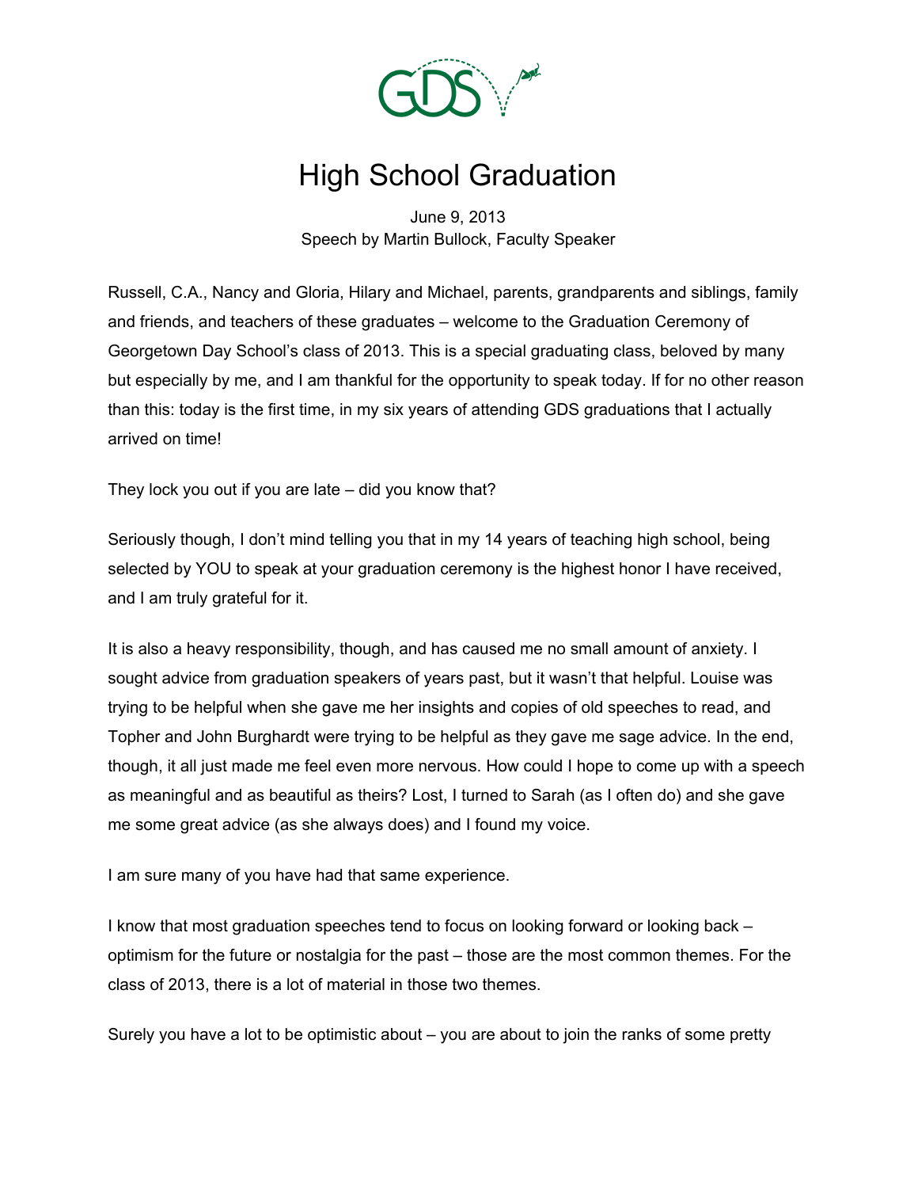# High School Graduation

June 9, 2013
Speech by Martin Bullock, Faculty Speaker

Russell, C.A., Nancy and Gloria, Hilary and Michael, parents, grandparents and siblings, family and friends, and teachers of these graduates – welcome to the Graduation Ceremony of Georgetown Day School's class of 2013. This is a special graduating class, beloved by many but especially by me, and I am thankful for the opportunity to speak today. If for no other reason than this: today is the first time, in my six years of attending GDS graduations that I actually arrived on time!

They lock you out if you are late – did you know that?

Seriously though, I don't mind telling you that in my 14 years of teaching high school, being selected by YOU to speak at your graduation ceremony is the highest honor I have received, and I am truly grateful for it.

It is also a heavy responsibility, though, and has caused me no small amount of anxiety. I sought advice from graduation speakers of years past, but it wasn't that helpful. Louise was trying to be helpful when she gave me her insights and copies of old speeches to read, and Topher and John Burghardt were trying to be helpful as they gave me sage advice. In the end, though, it all just made me feel even more nervous. How could I hope to come up with a speech as meaningful and as beautiful as theirs? Lost, I turned to Sarah (as I often do) and she gave me some great advice (as she always does) and I found my voice.

I am sure many of you have had that same experience.

I know that most graduation speeches tend to focus on looking forward or looking back – optimism for the future or nostalgia for the past – those are the most common themes. For the class of 2013, there is a lot of material in those two themes.

Surely you have a lot to be optimistic about – you are about to join the ranks of some pretty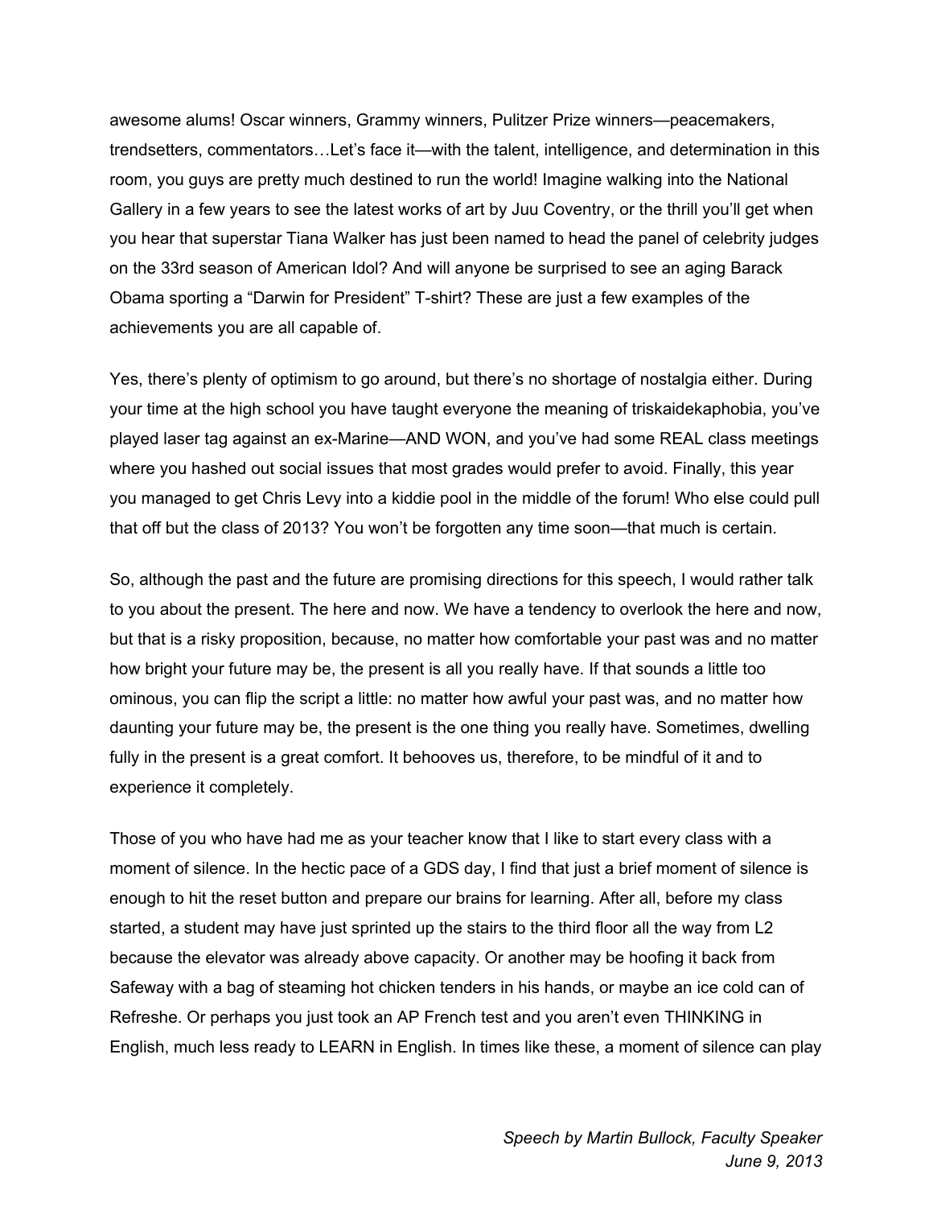awesome alums! Oscar winners, Grammy winners, Pulitzer Prize winners—peacemakers, trendsetters, commentators…Let's face it—with the talent, intelligence, and determination in this room, you guys are pretty much destined to run the world! Imagine walking into the National Gallery in a few years to see the latest works of art by Juu Coventry, or the thrill you'll get when you hear that superstar Tiana Walker has just been named to head the panel of celebrity judges on the 33rd season of American Idol? And will anyone be surprised to see an aging Barack Obama sporting a "Darwin for President" T-shirt? These are just a few examples of the achievements you are all capable of.

Yes, there's plenty of optimism to go around, but there's no shortage of nostalgia either. During your time at the high school you have taught everyone the meaning of triskaidekaphobia, you've played laser tag against an ex-Marine—AND WON, and you've had some REAL class meetings where you hashed out social issues that most grades would prefer to avoid. Finally, this year you managed to get Chris Levy into a kiddie pool in the middle of the forum! Who else could pull that off but the class of 2013? You won't be forgotten any time soon—that much is certain.

So, although the past and the future are promising directions for this speech, I would rather talk to you about the present. The here and now. We have a tendency to overlook the here and now, but that is a risky proposition, because, no matter how comfortable your past was and no matter how bright your future may be, the present is all you really have. If that sounds a little too ominous, you can flip the script a little: no matter how awful your past was, and no matter how daunting your future may be, the present is the one thing you really have. Sometimes, dwelling fully in the present is a great comfort. It behooves us, therefore, to be mindful of it and to experience it completely.

Those of you who have had me as your teacher know that I like to start every class with a moment of silence. In the hectic pace of a GDS day, I find that just a brief moment of silence is enough to hit the reset button and prepare our brains for learning. After all, before my class started, a student may have just sprinted up the stairs to the third floor all the way from L2 because the elevator was already above capacity. Or another may be hoofing it back from Safeway with a bag of steaming hot chicken tenders in his hands, or maybe an ice cold can of Refreshe. Or perhaps you just took an AP French test and you aren't even THINKING in English, much less ready to LEARN in English. In times like these, a moment of silence can play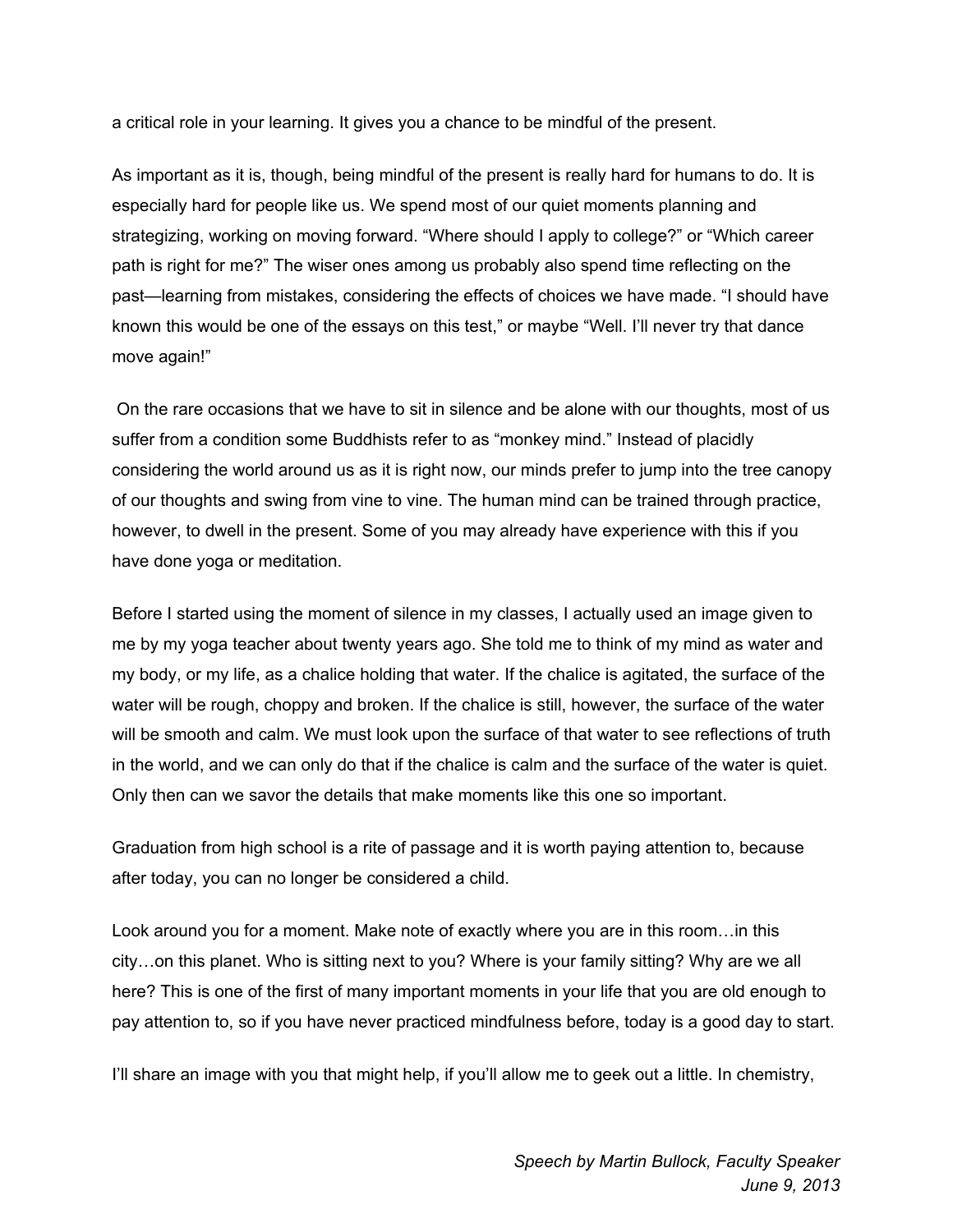a critical role in your learning. It gives you a chance to be mindful of the present.

As important as it is, though, being mindful of the present is really hard for humans to do. It is especially hard for people like us. We spend most of our quiet moments planning and strategizing, working on moving forward. “Where should I apply to college?” or “Which career path is right for me?” The wiser ones among us probably also spend time reflecting on the past—learning from mistakes, considering the effects of choices we have made. “I should have known this would be one of the essays on this test,” or maybe “Well. I’ll never try that dance move again!”

On the rare occasions that we have to sit in silence and be alone with our thoughts, most of us suffer from a condition some Buddhists refer to as “monkey mind.” Instead of placidly considering the world around us as it is right now, our minds prefer to jump into the tree canopy of our thoughts and swing from vine to vine. The human mind can be trained through practice, however, to dwell in the present. Some of you may already have experience with this if you have done yoga or meditation.

Before I started using the moment of silence in my classes, I actually used an image given to me by my yoga teacher about twenty years ago. She told me to think of my mind as water and my body, or my life, as a chalice holding that water. If the chalice is agitated, the surface of the water will be rough, choppy and broken. If the chalice is still, however, the surface of the water will be smooth and calm. We must look upon the surface of that water to see reflections of truth in the world, and we can only do that if the chalice is calm and the surface of the water is quiet. Only then can we savor the details that make moments like this one so important.

Graduation from high school is a rite of passage and it is worth paying attention to, because after today, you can no longer be considered a child.

Look around you for a moment. Make note of exactly where you are in this room…in this city…on this planet. Who is sitting next to you? Where is your family sitting? Why are we all here? This is one of the first of many important moments in your life that you are old enough to pay attention to, so if you have never practiced mindfulness before, today is a good day to start.

I’ll share an image with you that might help, if you’ll allow me to geek out a little. In chemistry,

*Speech by Martin Bullock, Faculty Speaker*
*June 9, 2013*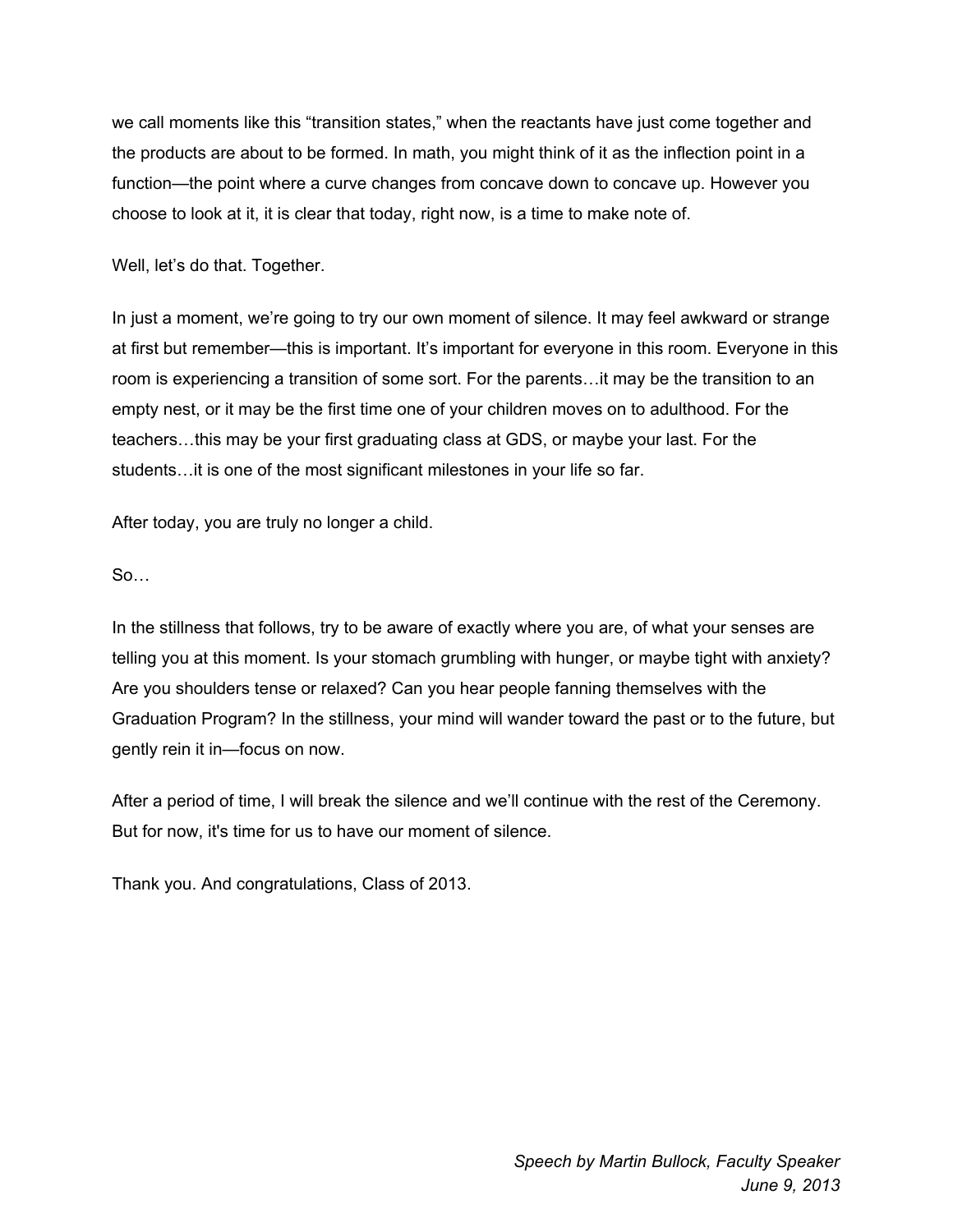we call moments like this “transition states,” when the reactants have just come together and the products are about to be formed. In math, you might think of it as the inflection point in a function—the point where a curve changes from concave down to concave up. However you choose to look at it, it is clear that today, right now, is a time to make note of.

Well, let’s do that. Together.

In just a moment, we’re going to try our own moment of silence. It may feel awkward or strange at first but remember—this is important. It’s important for everyone in this room. Everyone in this room is experiencing a transition of some sort. For the parents…it may be the transition to an empty nest, or it may be the first time one of your children moves on to adulthood. For the teachers…this may be your first graduating class at GDS, or maybe your last. For the students…it is one of the most significant milestones in your life so far.

After today, you are truly no longer a child.

So…

In the stillness that follows, try to be aware of exactly where you are, of what your senses are telling you at this moment. Is your stomach grumbling with hunger, or maybe tight with anxiety? Are you shoulders tense or relaxed? Can you hear people fanning themselves with the Graduation Program? In the stillness, your mind will wander toward the past or to the future, but gently rein it in—focus on now.

After a period of time, I will break the silence and we’ll continue with the rest of the Ceremony. But for now, it's time for us to have our moment of silence.

Thank you. And congratulations, Class of 2013.

*Speech by Martin Bullock, Faculty Speaker*
*June 9, 2013*